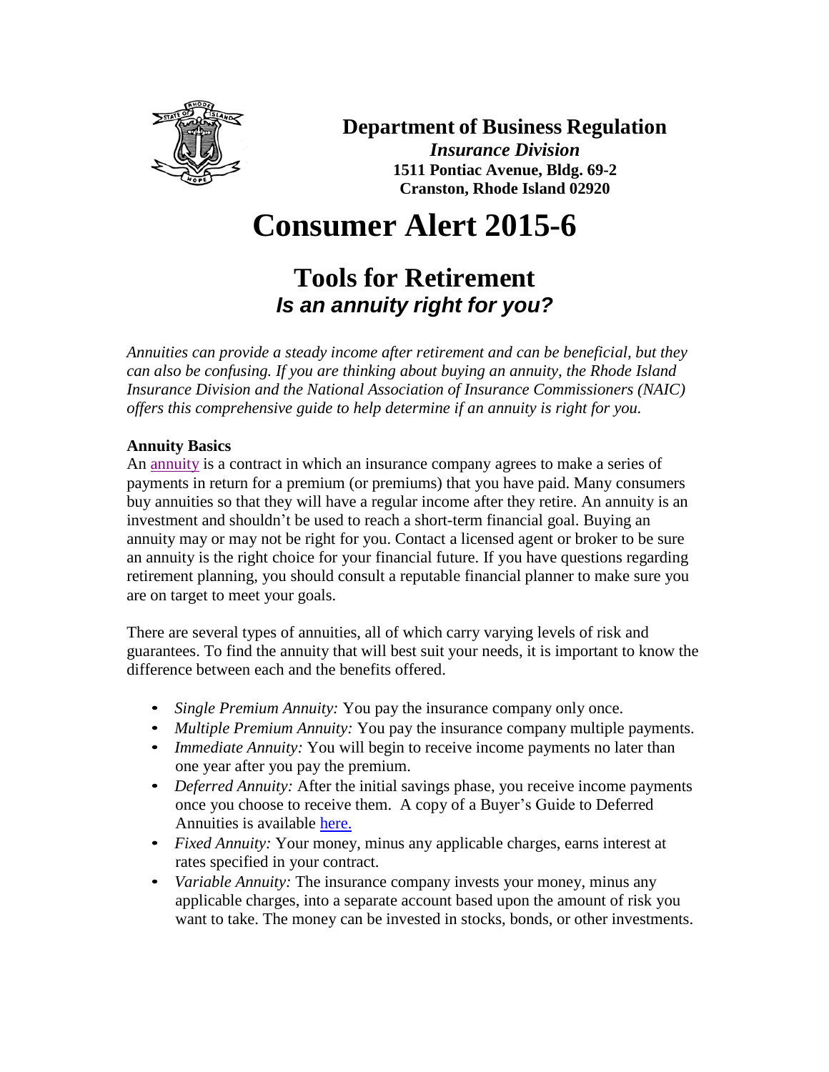**Department of Business Regulation**
*Insurance Division*
**1511 Pontiac Avenue, Bldg. 69-2**
**Cranston, Rhode Island 02920**

# Consumer Alert 2015-6

## Tools for Retirement
### *Is an annuity right for you?*

*Annuities can provide a steady income after retirement and can be beneficial, but they can also be confusing. If you are thinking about buying an annuity, the Rhode Island Insurance Division and the National Association of Insurance Commissioners (NAIC) offers this comprehensive guide to help determine if an annuity is right for you.*

**Annuity Basics**

An annuity is a contract in which an insurance company agrees to make a series of payments in return for a premium (or premiums) that you have paid. Many consumers buy annuities so that they will have a regular income after they retire. An annuity is an investment and shouldn't be used to reach a short-term financial goal. Buying an annuity may or may not be right for you. Contact a licensed agent or broker to be sure an annuity is the right choice for your financial future. If you have questions regarding retirement planning, you should consult a reputable financial planner to make sure you are on target to meet your goals.

There are several types of annuities, all of which carry varying levels of risk and guarantees. To find the annuity that will best suit your needs, it is important to know the difference between each and the benefits offered.

- *Single Premium Annuity:* You pay the insurance company only once.
- *Multiple Premium Annuity:* You pay the insurance company multiple payments.
- *Immediate Annuity:* You will begin to receive income payments no later than one year after you pay the premium.
- *Deferred Annuity:* After the initial savings phase, you receive income payments once you choose to receive them. A copy of a Buyer's Guide to Deferred Annuities is available here.
- *Fixed Annuity:* Your money, minus any applicable charges, earns interest at rates specified in your contract.
- *Variable Annuity:* The insurance company invests your money, minus any applicable charges, into a separate account based upon the amount of risk you want to take. The money can be invested in stocks, bonds, or other investments.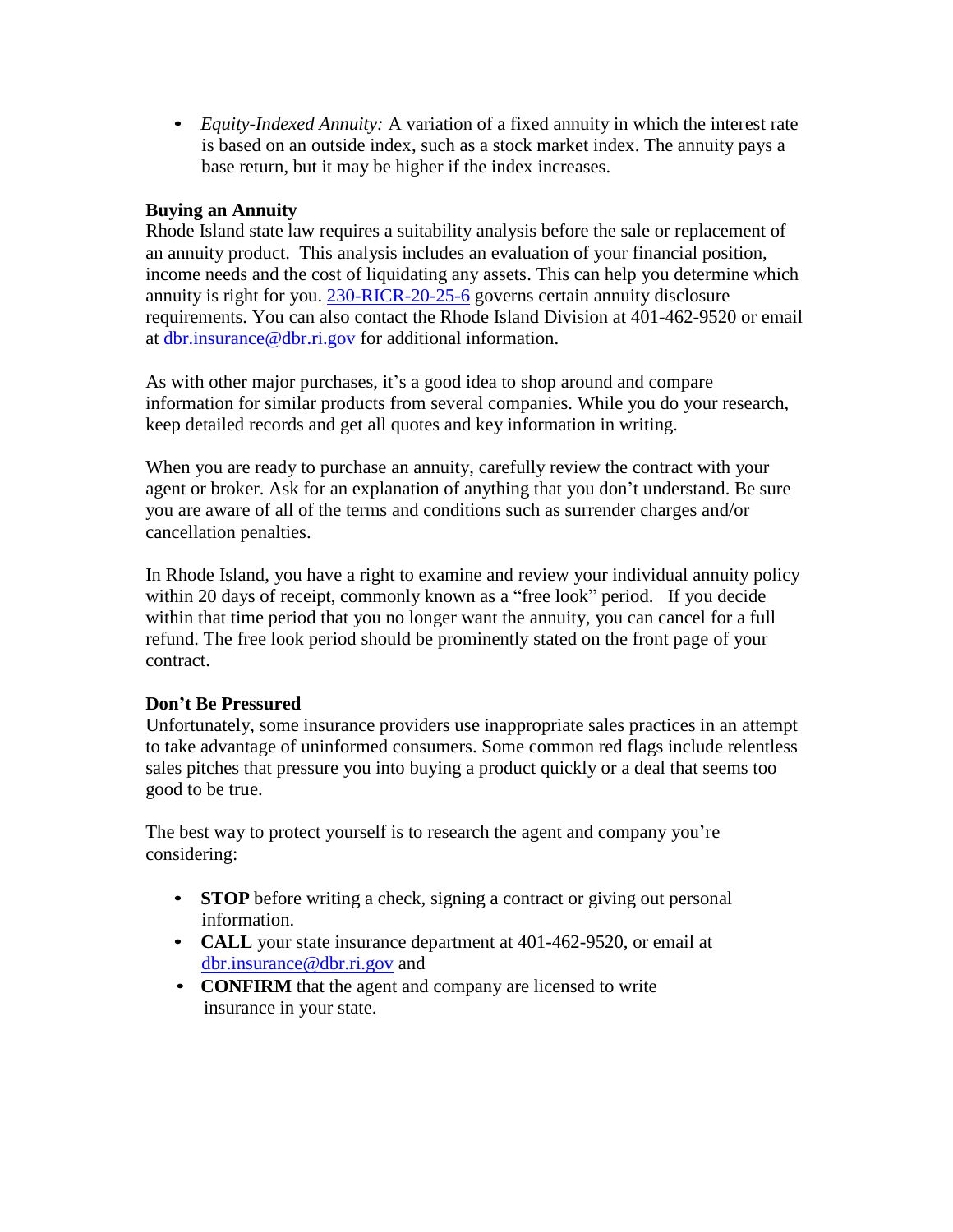- *Equity-Indexed Annuity:* A variation of a fixed annuity in which the interest rate is based on an outside index, such as a stock market index. The annuity pays a base return, but it may be higher if the index increases.

**Buying an Annuity**

Rhode Island state law requires a suitability analysis before the sale or replacement of an annuity product. This analysis includes an evaluation of your financial position, income needs and the cost of liquidating any assets. This can help you determine which annuity is right for you. 230-RICR-20-25-6 governs certain annuity disclosure requirements. You can also contact the Rhode Island Division at 401-462-9520 or email at dbr.insurance@dbr.ri.gov for additional information.

As with other major purchases, it's a good idea to shop around and compare information for similar products from several companies. While you do your research, keep detailed records and get all quotes and key information in writing.

When you are ready to purchase an annuity, carefully review the contract with your agent or broker. Ask for an explanation of anything that you don't understand. Be sure you are aware of all of the terms and conditions such as surrender charges and/or cancellation penalties.

In Rhode Island, you have a right to examine and review your individual annuity policy within 20 days of receipt, commonly known as a "free look" period. If you decide within that time period that you no longer want the annuity, you can cancel for a full refund. The free look period should be prominently stated on the front page of your contract.

**Don't Be Pressured**

Unfortunately, some insurance providers use inappropriate sales practices in an attempt to take advantage of uninformed consumers. Some common red flags include relentless sales pitches that pressure you into buying a product quickly or a deal that seems too good to be true.

The best way to protect yourself is to research the agent and company you're considering:

- **STOP** before writing a check, signing a contract or giving out personal information.
- **CALL** your state insurance department at 401-462-9520, or email at dbr.insurance@dbr.ri.gov and
- **CONFIRM** that the agent and company are licensed to write insurance in your state.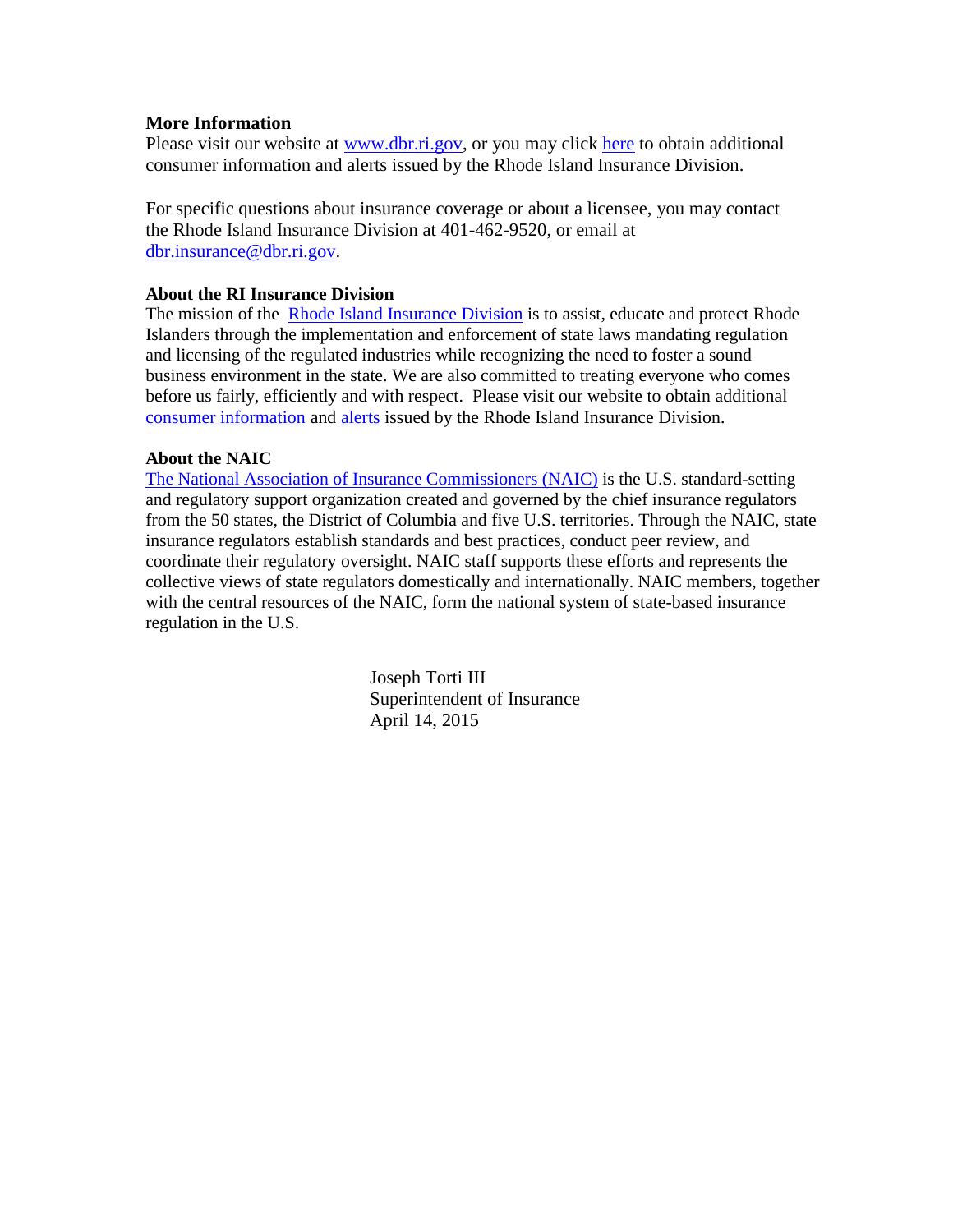**More Information**
Please visit our website at www.dbr.ri.gov, or you may click here to obtain additional consumer information and alerts issued by the Rhode Island Insurance Division.

For specific questions about insurance coverage or about a licensee, you may contact the Rhode Island Insurance Division at 401-462-9520, or email at dbr.insurance@dbr.ri.gov.

**About the RI Insurance Division**
The mission of the Rhode Island Insurance Division is to assist, educate and protect Rhode Islanders through the implementation and enforcement of state laws mandating regulation and licensing of the regulated industries while recognizing the need to foster a sound business environment in the state. We are also committed to treating everyone who comes before us fairly, efficiently and with respect. Please visit our website to obtain additional consumer information and alerts issued by the Rhode Island Insurance Division.

**About the NAIC**
The National Association of Insurance Commissioners (NAIC) is the U.S. standard-setting and regulatory support organization created and governed by the chief insurance regulators from the 50 states, the District of Columbia and five U.S. territories. Through the NAIC, state insurance regulators establish standards and best practices, conduct peer review, and coordinate their regulatory oversight. NAIC staff supports these efforts and represents the collective views of state regulators domestically and internationally. NAIC members, together with the central resources of the NAIC, form the national system of state-based insurance regulation in the U.S.

Joseph Torti III
Superintendent of Insurance
April 14, 2015